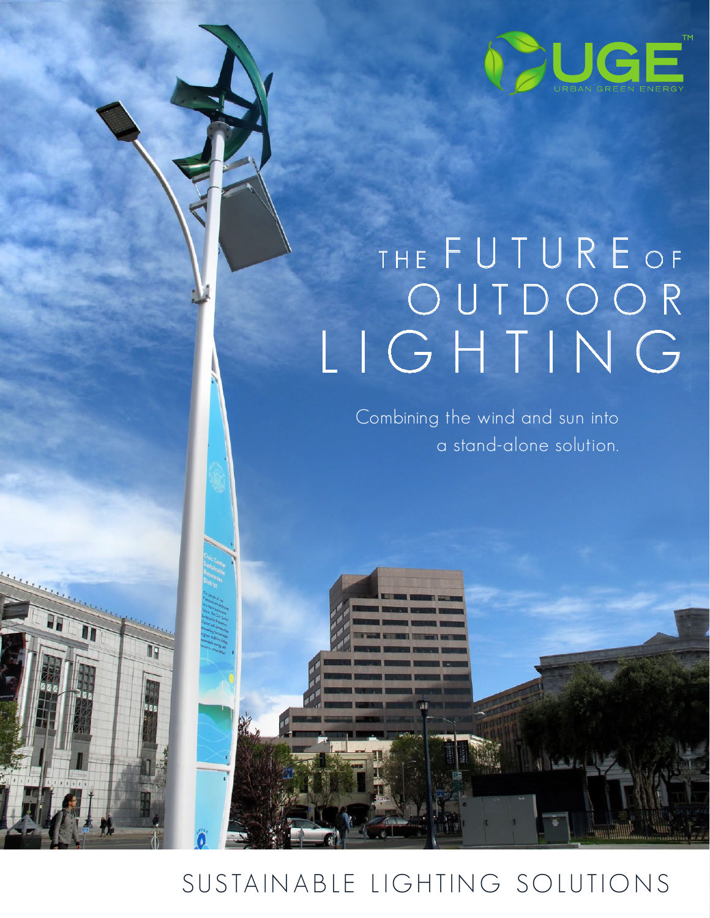UGE™

URBAN GREEN ENERGY

# THE FUTURE OF OUTDOOR LIGHTING

Combining the wind and sun into a stand-alone solution.

## SUSTAINABLE LIGHTING SOLUTIONS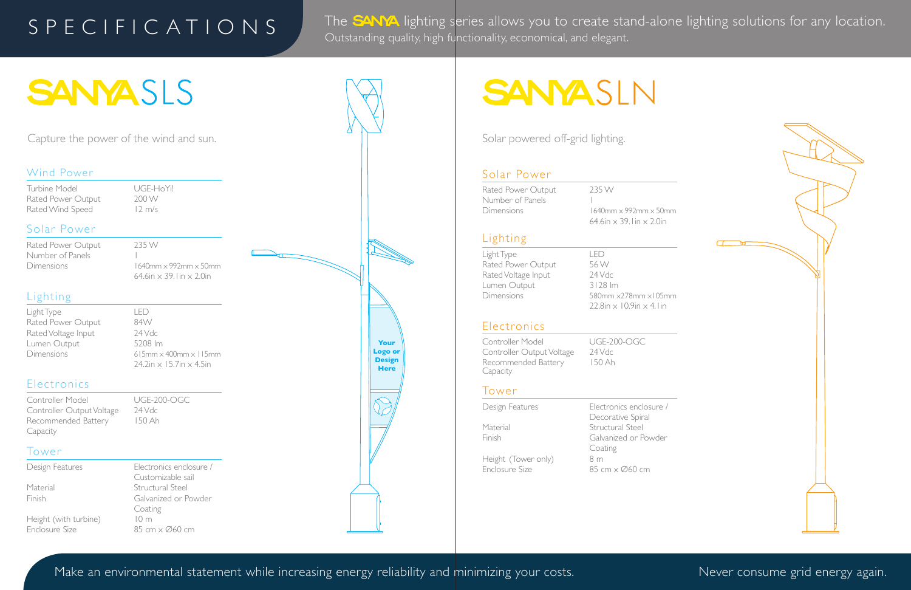# SPECIFICATIONS

The SANYA lighting series allows you to create stand-alone lighting solutions for any location.
Outstanding quality, high functionality, economical, and elegant.

## SANYA SLS

Capture the power of the wind and sun.

### Wind Power

| | |
|---|---|
| Turbine Model | UGE-HoYi! |
| Rated Power Output | 200 W |
| Rated Wind Speed | 12 m/s |

### Solar Power

| | |
|---|---|
| Rated Power Output | 235 W |
| Number of Panels | 1 |
| Dimensions | 1640mm x 992mm x 50mm<br>64.6in x 39.1in x 2.0in |

### Lighting

| | |
|---|---|
| Light Type | LED |
| Rated Power Output | 84W |
| Rated Voltage Input | 24 Vdc |
| Lumen Output | 5208 lm |
| Dimensions | 615mm x 400mm x 115mm<br>24.2in x 15.7in x 4.5in |

### Electronics

| | |
|---|---|
| Controller Model | UGE-200-OGC |
| Controller Output Voltage | 24 Vdc |
| Recommended Battery Capacity | 150 Ah |

### Tower

| | |
|---|---|
| Design Features | Electronics enclosure / Customizable sail |
| Material | Structural Steel |
| Finish | Galvanized or Powder Coating |
| Height (with turbine) | 10 m |
| Enclosure Size | 85 cm x Ø60 cm |

Your Logo or Design Here

## SANYA SLN

Solar powered off-grid lighting.

### Solar Power

| | |
|---|---|
| Rated Power Output | 235 W |
| Number of Panels | 1 |
| Dimensions | 1640mm x 992mm x 50mm<br>64.6in x 39.1in x 2.0in |

### Lighting

| | |
|---|---|
| Light Type | LED |
| Rated Power Output | 56 W |
| Rated Voltage Input | 24 Vdc |
| Lumen Output | 3128 lm |
| Dimensions | 580mm x278mm x105mm<br>22.8in x 10.9in x 4.1in |

### Electronics

| | |
|---|---|
| Controller Model | UGE-200-OGC |
| Controller Output Voltage | 24 Vdc |
| Recommended Battery Capacity | 150 Ah |

### Tower

| | |
|---|---|
| Design Features | Electronics enclosure / Decorative Spiral |
| Material | Structural Steel |
| Finish | Galvanized or Powder Coating |
| Height (Tower only) | 8 m |
| Enclosure Size | 85 cm x Ø60 cm |

Make an environmental statement while increasing energy reliability and minimizing your costs.

Never consume grid energy again.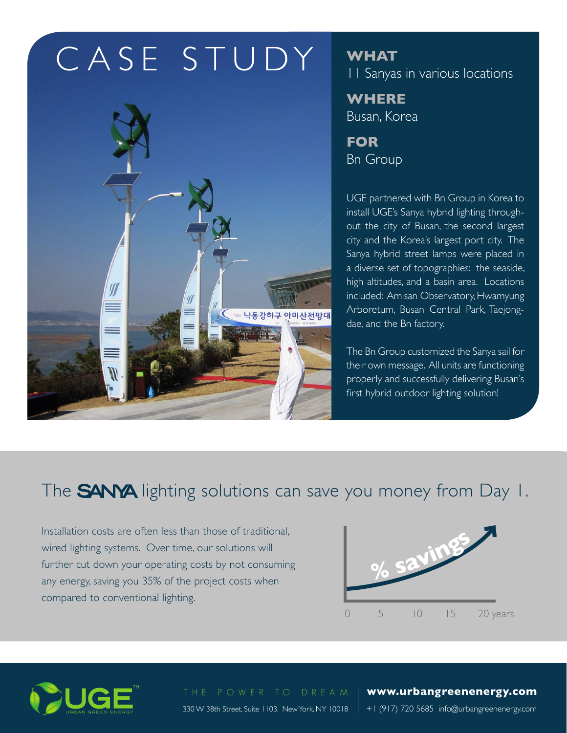# CASE STUDY

**WHAT**
11 Sanyas in various locations

**WHERE**
Busan, Korea

**FOR**
Bn Group

UGE partnered with Bn Group in Korea to install UGE's Sanya hybrid lighting throughout the city of Busan, the second largest city and the Korea's largest port city. The Sanya hybrid street lamps were placed in a diverse set of topographies: the seaside, high altitudes, and a basin area. Locations included: Amisan Observatory, Hwamyung Arboretum, Busan Central Park, Taejongdae, and the Bn factory.

The Bn Group customized the Sanya sail for their own message. All units are functioning properly and successfully delivering Busan's first hybrid outdoor lighting solution!

## The SANYA lighting solutions can save you money from Day 1.

Installation costs are often less than those of traditional, wired lighting systems. Over time, our solutions will further cut down your operating costs by not consuming any energy, saving you 35% of the project costs when compared to conventional lighting.

% savings

0 5 10 15 20 years

THE POWER TO DREAM
330 W 38th Street, Suite 1103, New York, NY 10018

**www.urbangreenenergy.com**
+1 (917) 720 5685 info@urbangreenenergy.com